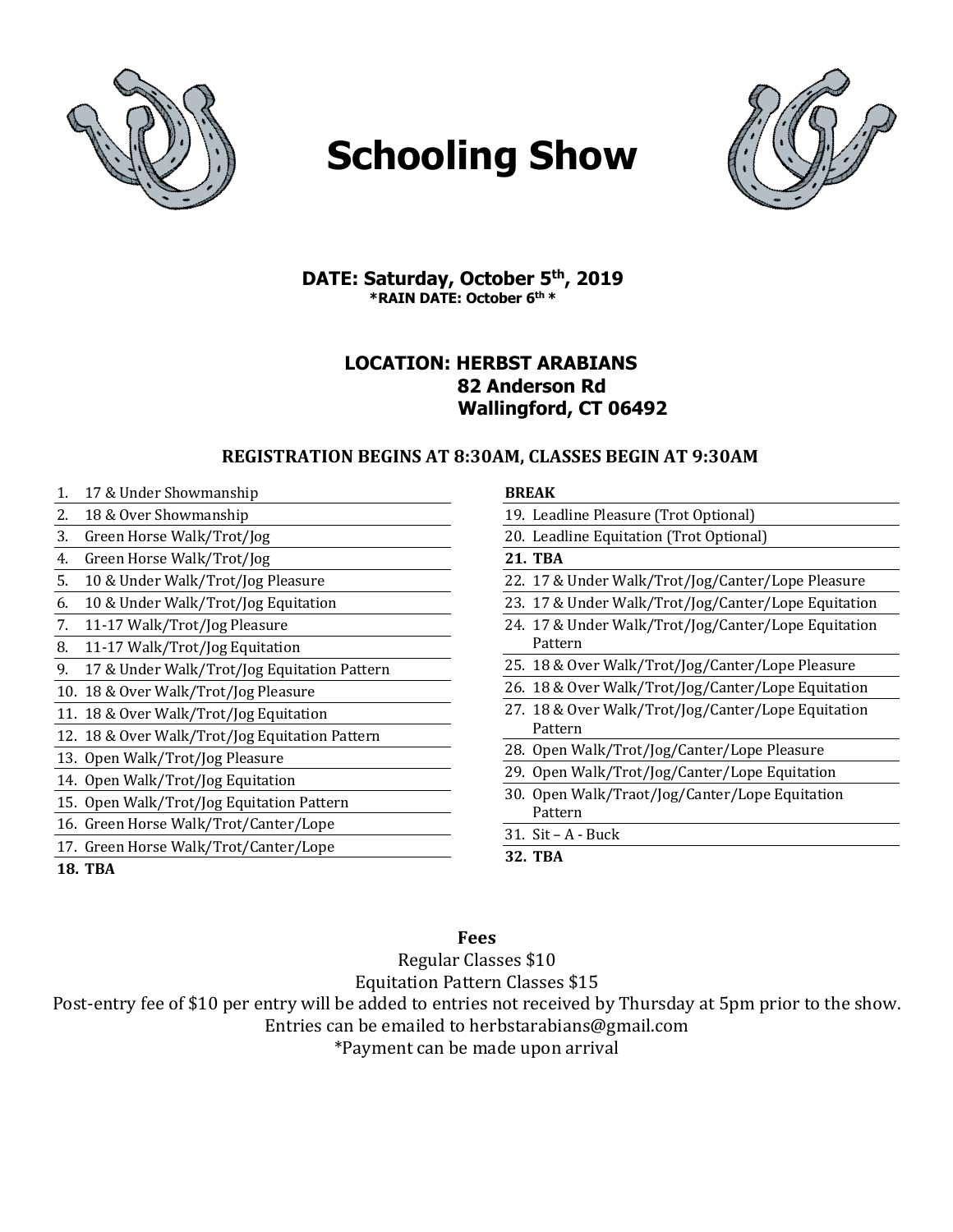# Schooling Show

**DATE: Saturday, October 5th, 2019**
***RAIN DATE: October 6th ***

**LOCATION: HERBST ARABIANS**
**82 Anderson Rd**
**Wallingford, CT 06492**

**REGISTRATION BEGINS AT 8:30AM, CLASSES BEGIN AT 9:30AM**

1. 17 & Under Showmanship
2. 18 & Over Showmanship
3. Green Horse Walk/Trot/Jog
4. Green Horse Walk/Trot/Jog
5. 10 & Under Walk/Trot/Jog Pleasure
6. 10 & Under Walk/Trot/Jog Equitation
7. 11-17 Walk/Trot/Jog Pleasure
8. 11-17 Walk/Trot/Jog Equitation
9. 17 & Under Walk/Trot/Jog Equitation Pattern
10. 18 & Over Walk/Trot/Jog Pleasure
11. 18 & Over Walk/Trot/Jog Equitation
12. 18 & Over Walk/Trot/Jog Equitation Pattern
13. Open Walk/Trot/Jog Pleasure
14. Open Walk/Trot/Jog Equitation
15. Open Walk/Trot/Jog Equitation Pattern
16. Green Horse Walk/Trot/Canter/Lope
17. Green Horse Walk/Trot/Canter/Lope
18. **TBA**

**BREAK**

19. Leadline Pleasure (Trot Optional)
20. Leadline Equitation (Trot Optional)
21. **TBA**
22. 17 & Under Walk/Trot/Jog/Canter/Lope Pleasure
23. 17 & Under Walk/Trot/Jog/Canter/Lope Equitation
24. 17 & Under Walk/Trot/Jog/Canter/Lope Equitation Pattern
25. 18 & Over Walk/Trot/Jog/Canter/Lope Pleasure
26. 18 & Over Walk/Trot/Jog/Canter/Lope Equitation
27. 18 & Over Walk/Trot/Jog/Canter/Lope Equitation Pattern
28. Open Walk/Trot/Jog/Canter/Lope Pleasure
29. Open Walk/Trot/Jog/Canter/Lope Equitation
30. Open Walk/Traot/Jog/Canter/Lope Equitation Pattern
31. Sit – A - Buck
32. **TBA**

**Fees**

Regular Classes $10
Equitation Pattern Classes $15
Post-entry fee of $10 per entry will be added to entries not received by Thursday at 5pm prior to the show.
Entries can be emailed to herbstarabians@gmail.com
*Payment can be made upon arrival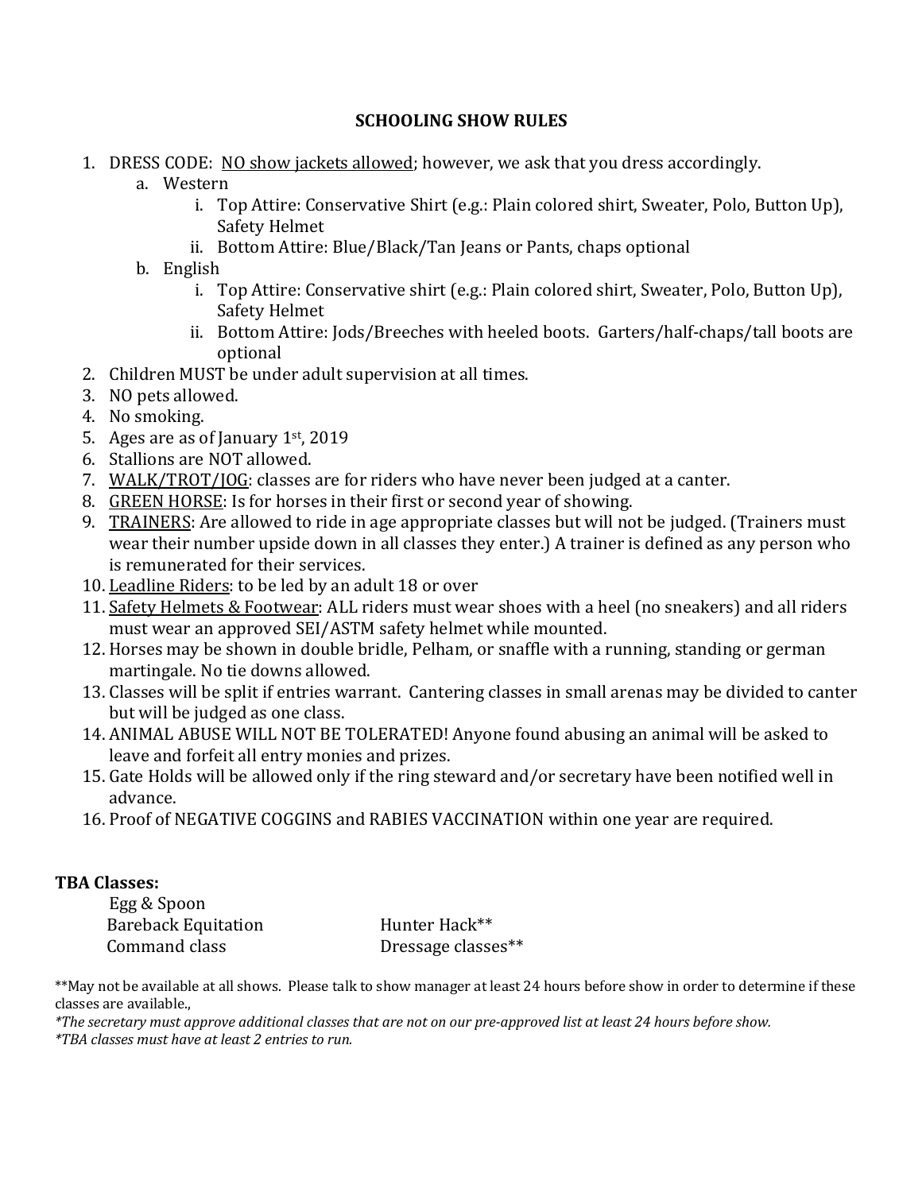## SCHOOLING SHOW RULES

1. DRESS CODE: <u>NO show jackets allowed</u>; however, we ask that you dress accordingly.
   a. Western
      i. Top Attire: Conservative Shirt (e.g.: Plain colored shirt, Sweater, Polo, Button Up), Safety Helmet
      ii. Bottom Attire: Blue/Black/Tan Jeans or Pants, chaps optional
   b. English
      i. Top Attire: Conservative shirt (e.g.: Plain colored shirt, Sweater, Polo, Button Up), Safety Helmet
      ii. Bottom Attire: Jods/Breeches with heeled boots. Garters/half-chaps/tall boots are optional
2. Children MUST be under adult supervision at all times.
3. NO pets allowed.
4. No smoking.
5. Ages are as of January 1st, 2019
6. Stallions are NOT allowed.
7. <u>WALK/TROT/JOG</u>: classes are for riders who have never been judged at a canter.
8. <u>GREEN HORSE</u>: Is for horses in their first or second year of showing.
9. <u>TRAINERS</u>: Are allowed to ride in age appropriate classes but will not be judged. (Trainers must wear their number upside down in all classes they enter.) A trainer is defined as any person who is remunerated for their services.
10. <u>Leadline Riders</u>: to be led by an adult 18 or over
11. <u>Safety Helmets & Footwear</u>: ALL riders must wear shoes with a heel (no sneakers) and all riders must wear an approved SEI/ASTM safety helmet while mounted.
12. Horses may be shown in double bridle, Pelham, or snaffle with a running, standing or german martingale. No tie downs allowed.
13. Classes will be split if entries warrant. Cantering classes in small arenas may be divided to canter but will be judged as one class.
14. ANIMAL ABUSE WILL NOT BE TOLERATED! Anyone found abusing an animal will be asked to leave and forfeit all entry monies and prizes.
15. Gate Holds will be allowed only if the ring steward and/or secretary have been notified well in advance.
16. Proof of NEGATIVE COGGINS and RABIES VACCINATION within one year are required.

**TBA Classes:**

Egg & Spoon
Bareback Equitation
Command class
Hunter Hack**
Dressage classes**

**May not be available at all shows. Please talk to show manager at least 24 hours before show in order to determine if these classes are available.,

*\*The secretary must approve additional classes that are not on our pre-approved list at least 24 hours before show.*

*\*TBA classes must have at least 2 entries to run.*